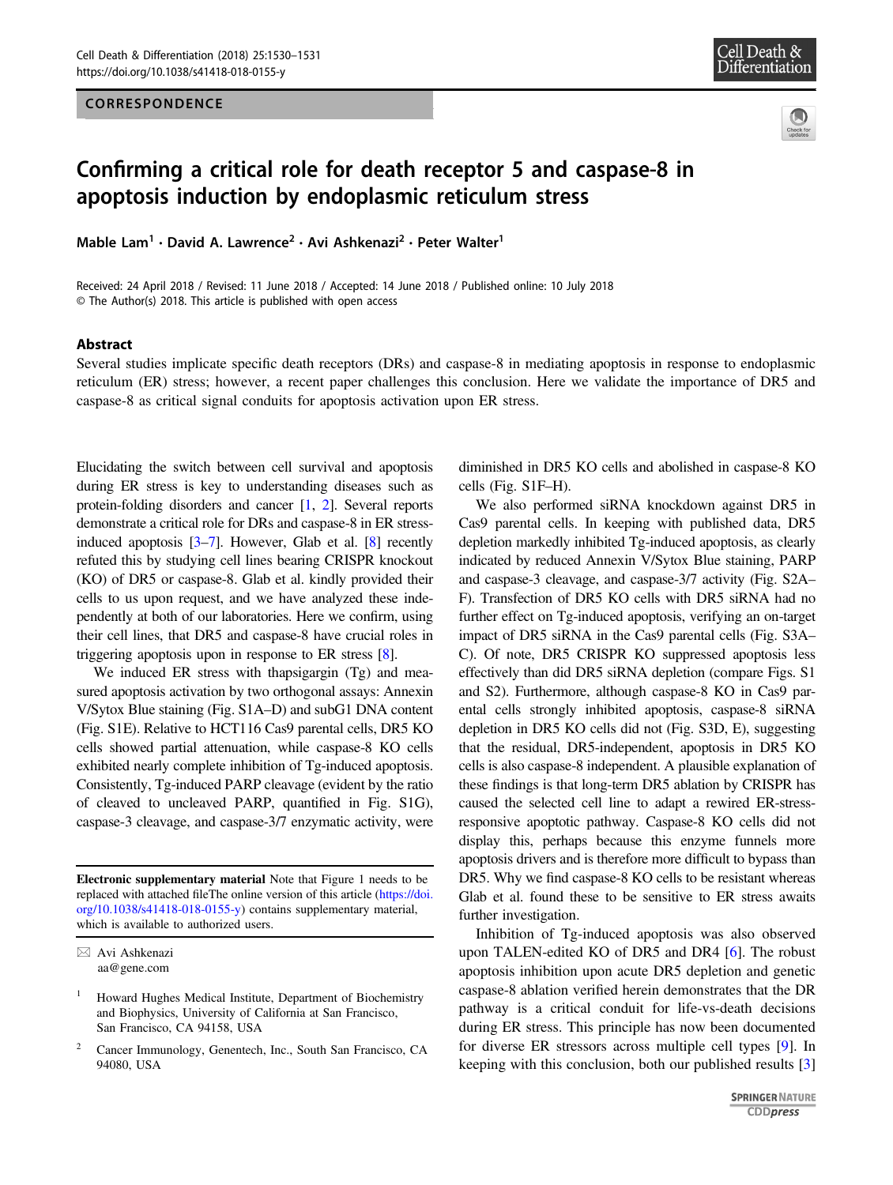CORRESPONDENCE

# Confirming a critical role for death receptor 5 and caspase-8 in apoptosis induction by endoplasmic reticulum stress

Mable Lam[1] · David A. Lawrence[2] · Avi Ashkenazi[2] · Peter Walter[1]

Received: 24 April 2018 / Revised: 11 June 2018 / Accepted: 14 June 2018 / Published online: 10 July 2018
© The Author(s) 2018. This article is published with open access

## Abstract

Several studies implicate specific death receptors (DRs) and caspase-8 in mediating apoptosis in response to endoplasmic reticulum (ER) stress; however, a recent paper challenges this conclusion. Here we validate the importance of DR5 and caspase-8 as critical signal conduits for apoptosis activation upon ER stress.

Elucidating the switch between cell survival and apoptosis during ER stress is key to understanding diseases such as protein-folding disorders and cancer [1, 2]. Several reports demonstrate a critical role for DRs and caspase-8 in ER stress-induced apoptosis [3–7]. However, Glab et al. [8] recently refuted this by studying cell lines bearing CRISPR knockout (KO) of DR5 or caspase-8. Glab et al. kindly provided their cells to us upon request, and we have analyzed these independently at both of our laboratories. Here we confirm, using their cell lines, that DR5 and caspase-8 have crucial roles in triggering apoptosis upon in response to ER stress [8].

We induced ER stress with thapsigargin (Tg) and measured apoptosis activation by two orthogonal assays: Annexin V/Sytox Blue staining (Fig. S1A–D) and subG1 DNA content (Fig. S1E). Relative to HCT116 Cas9 parental cells, DR5 KO cells showed partial attenuation, while caspase-8 KO cells exhibited nearly complete inhibition of Tg-induced apoptosis. Consistently, Tg-induced PARP cleavage (evident by the ratio of cleaved to uncleaved PARP, quantified in Fig. S1G), caspase-3 cleavage, and caspase-3/7 enzymatic activity, were diminished in DR5 KO cells and abolished in caspase-8 KO cells (Fig. S1F–H).

We also performed siRNA knockdown against DR5 in Cas9 parental cells. In keeping with published data, DR5 depletion markedly inhibited Tg-induced apoptosis, as clearly indicated by reduced Annexin V/Sytox Blue staining, PARP and caspase-3 cleavage, and caspase-3/7 activity (Fig. S2A–F). Transfection of DR5 KO cells with DR5 siRNA had no further effect on Tg-induced apoptosis, verifying an on-target impact of DR5 siRNA in the Cas9 parental cells (Fig. S3A–C). Of note, DR5 CRISPR KO suppressed apoptosis less effectively than did DR5 siRNA depletion (compare Figs. S1 and S2). Furthermore, although caspase-8 KO in Cas9 parental cells strongly inhibited apoptosis, caspase-8 siRNA depletion in DR5 KO cells did not (Fig. S3D, E), suggesting that the residual, DR5-independent, apoptosis in DR5 KO cells is also caspase-8 independent. A plausible explanation of these findings is that long-term DR5 ablation by CRISPR has caused the selected cell line to adapt a rewired ER-stress-responsive apoptotic pathway. Caspase-8 KO cells did not display this, perhaps because this enzyme funnels more apoptosis drivers and is therefore more difficult to bypass than DR5. Why we find caspase-8 KO cells to be resistant whereas Glab et al. found these to be sensitive to ER stress awaits further investigation.

Inhibition of Tg-induced apoptosis was also observed upon TALEN-edited KO of DR5 and DR4 [6]. The robust apoptosis inhibition upon acute DR5 depletion and genetic caspase-8 ablation verified herein demonstrates that the DR pathway is a critical conduit for life-vs-death decisions during ER stress. This principle has now been documented for diverse ER stressors across multiple cell types [9]. In keeping with this conclusion, both our published results [3]

---

**Electronic supplementary material** Note that Figure 1 needs to be replaced with attached fileThe online version of this article (https://doi.org/10.1038/s41418-018-0155-y) contains supplementary material, which is available to authorized users.

✉ Avi Ashkenazi
aa@gene.com

[1] Howard Hughes Medical Institute, Department of Biochemistry and Biophysics, University of California at San Francisco, San Francisco, CA 94158, USA

[2] Cancer Immunology, Genentech, Inc., South San Francisco, CA 94080, USA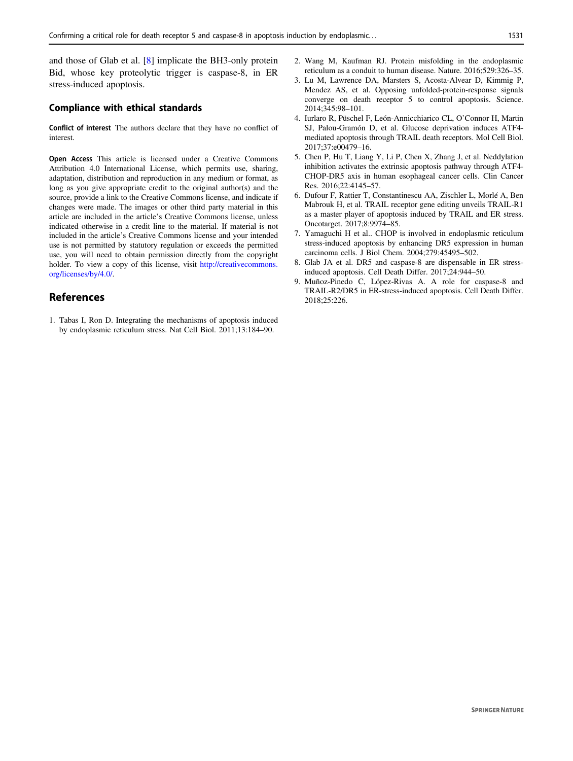and those of Glab et al. [8] implicate the BH3-only protein Bid, whose key proteolytic trigger is caspase-8, in ER stress-induced apoptosis.

## Compliance with ethical standards

**Conflict of interest** The authors declare that they have no conflict of interest.

**Open Access** This article is licensed under a Creative Commons Attribution 4.0 International License, which permits use, sharing, adaptation, distribution and reproduction in any medium or format, as long as you give appropriate credit to the original author(s) and the source, provide a link to the Creative Commons license, and indicate if changes were made. The images or other third party material in this article are included in the article's Creative Commons license, unless indicated otherwise in a credit line to the material. If material is not included in the article's Creative Commons license and your intended use is not permitted by statutory regulation or exceeds the permitted use, you will need to obtain permission directly from the copyright holder. To view a copy of this license, visit http://creativecommons.org/licenses/by/4.0/.

## References

1. Tabas I, Ron D. Integrating the mechanisms of apoptosis induced by endoplasmic reticulum stress. Nat Cell Biol. 2011;13:184–90.
2. Wang M, Kaufman RJ. Protein misfolding in the endoplasmic reticulum as a conduit to human disease. Nature. 2016;529:326–35.
3. Lu M, Lawrence DA, Marsters S, Acosta-Alvear D, Kimmig P, Mendez AS, et al. Opposing unfolded-protein-response signals converge on death receptor 5 to control apoptosis. Science. 2014;345:98–101.
4. Iurlaro R, Püschel F, León-Annicchiarico CL, O'Connor H, Martin SJ, Palou-Gramón D, et al. Glucose deprivation induces ATF4-mediated apoptosis through TRAIL death receptors. Mol Cell Biol. 2017;37:e00479–16.
5. Chen P, Hu T, Liang Y, Li P, Chen X, Zhang J, et al. Neddylation inhibition activates the extrinsic apoptosis pathway through ATF4-CHOP-DR5 axis in human esophageal cancer cells. Clin Cancer Res. 2016;22:4145–57.
6. Dufour F, Rattier T, Constantinescu AA, Zischler L, Morlé A, Ben Mabrouk H, et al. TRAIL receptor gene editing unveils TRAIL-R1 as a master player of apoptosis induced by TRAIL and ER stress. Oncotarget. 2017;8:9974–85.
7. Yamaguchi H et al.. CHOP is involved in endoplasmic reticulum stress-induced apoptosis by enhancing DR5 expression in human carcinoma cells. J Biol Chem. 2004;279:45495–502.
8. Glab JA et al. DR5 and caspase-8 are dispensable in ER stress-induced apoptosis. Cell Death Differ. 2017;24:944–50.
9. Muñoz-Pinedo C, López-Rivas A. A role for caspase-8 and TRAIL-R2/DR5 in ER-stress-induced apoptosis. Cell Death Differ. 2018;25:226.